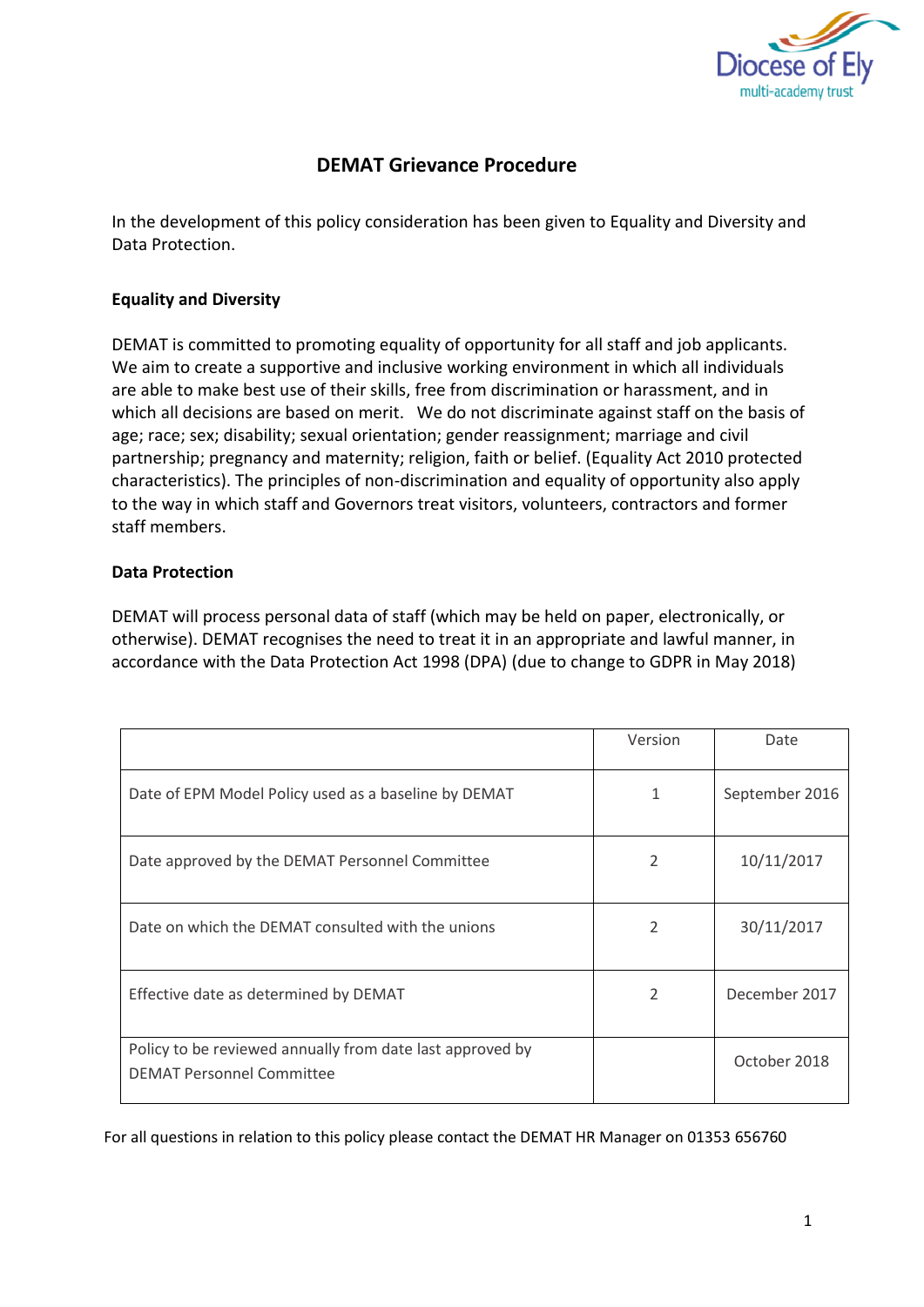# DEMAT Grievance Procedure

In the development of this policy consideration has been given to Equality and Diversity and Data Protection.

**Equality and Diversity**

DEMAT is committed to promoting equality of opportunity for all staff and job applicants. We aim to create a supportive and inclusive working environment in which all individuals are able to make best use of their skills, free from discrimination or harassment, and in which all decisions are based on merit. We do not discriminate against staff on the basis of age; race; sex; disability; sexual orientation; gender reassignment; marriage and civil partnership; pregnancy and maternity; religion, faith or belief. (Equality Act 2010 protected characteristics). The principles of non-discrimination and equality of opportunity also apply to the way in which staff and Governors treat visitors, volunteers, contractors and former staff members.

**Data Protection**

DEMAT will process personal data of staff (which may be held on paper, electronically, or otherwise). DEMAT recognises the need to treat it in an appropriate and lawful manner, in accordance with the Data Protection Act 1998 (DPA) (due to change to GDPR in May 2018)

| | Version | Date |
|---|---|---|
| Date of EPM Model Policy used as a baseline by DEMAT | 1 | September 2016 |
| Date approved by the DEMAT Personnel Committee | 2 | 10/11/2017 |
| Date on which the DEMAT consulted with the unions | 2 | 30/11/2017 |
| Effective date as determined by DEMAT | 2 | December 2017 |
| Policy to be reviewed annually from date last approved by DEMAT Personnel Committee | | October 2018 |

For all questions in relation to this policy please contact the DEMAT HR Manager on 01353 656760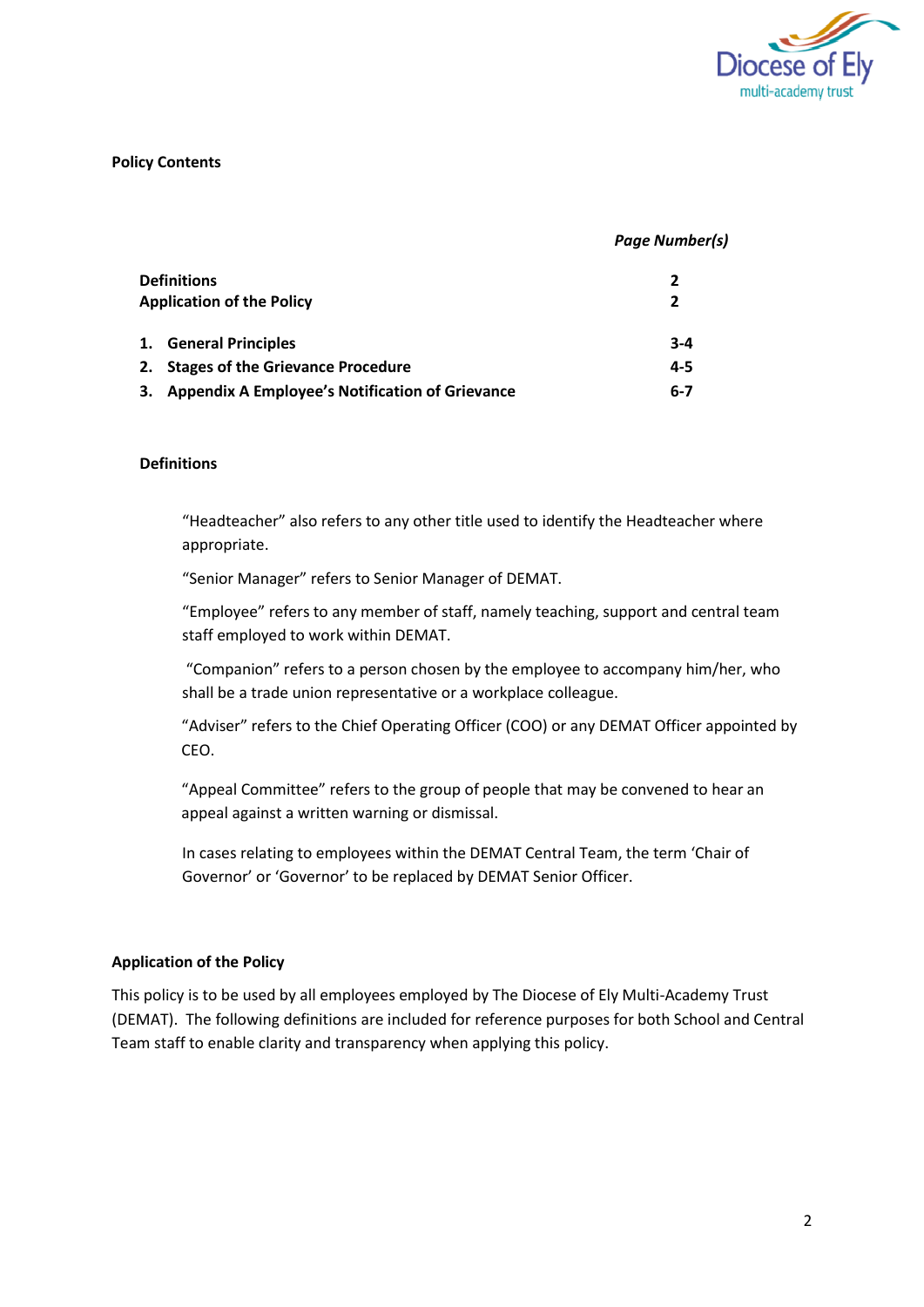**Policy Contents**

| | *Page Number(s)* |
|---|---|
| **Definitions** | **2** |
| **Application of the Policy** | **2** |
| **1. General Principles** | **3-4** |
| **2. Stages of the Grievance Procedure** | **4-5** |
| **3. Appendix A Employee's Notification of Grievance** | **6-7** |

**Definitions**

"Headteacher" also refers to any other title used to identify the Headteacher where appropriate.

"Senior Manager" refers to Senior Manager of DEMAT.

"Employee" refers to any member of staff, namely teaching, support and central team staff employed to work within DEMAT.

"Companion" refers to a person chosen by the employee to accompany him/her, who shall be a trade union representative or a workplace colleague.

"Adviser" refers to the Chief Operating Officer (COO) or any DEMAT Officer appointed by CEO.

"Appeal Committee" refers to the group of people that may be convened to hear an appeal against a written warning or dismissal.

In cases relating to employees within the DEMAT Central Team, the term 'Chair of Governor' or 'Governor' to be replaced by DEMAT Senior Officer.

**Application of the Policy**

This policy is to be used by all employees employed by The Diocese of Ely Multi-Academy Trust (DEMAT). The following definitions are included for reference purposes for both School and Central Team staff to enable clarity and transparency when applying this policy.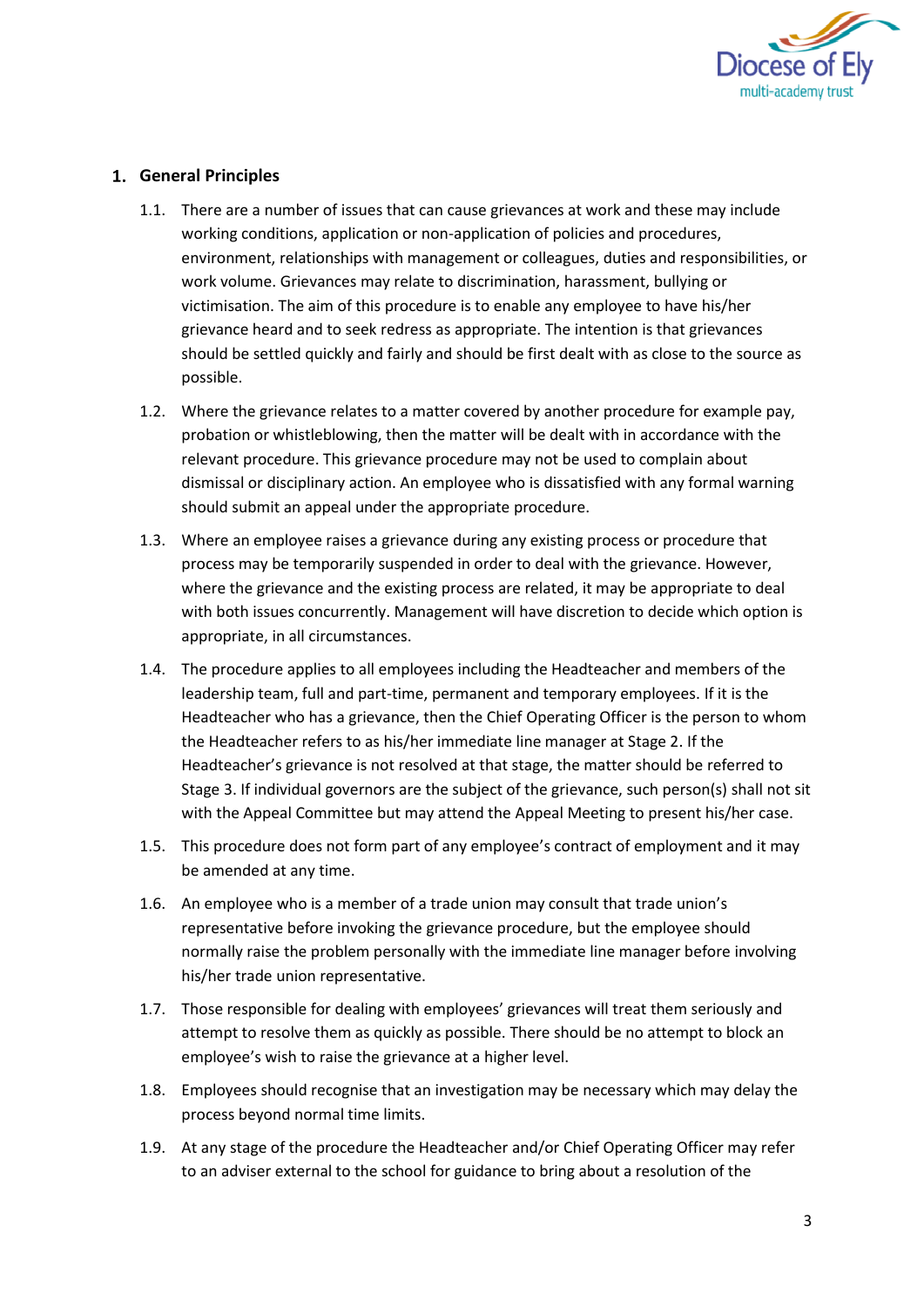## 1. General Principles

1.1. There are a number of issues that can cause grievances at work and these may include working conditions, application or non-application of policies and procedures, environment, relationships with management or colleagues, duties and responsibilities, or work volume. Grievances may relate to discrimination, harassment, bullying or victimisation. The aim of this procedure is to enable any employee to have his/her grievance heard and to seek redress as appropriate. The intention is that grievances should be settled quickly and fairly and should be first dealt with as close to the source as possible.

1.2. Where the grievance relates to a matter covered by another procedure for example pay, probation or whistleblowing, then the matter will be dealt with in accordance with the relevant procedure. This grievance procedure may not be used to complain about dismissal or disciplinary action. An employee who is dissatisfied with any formal warning should submit an appeal under the appropriate procedure.

1.3. Where an employee raises a grievance during any existing process or procedure that process may be temporarily suspended in order to deal with the grievance. However, where the grievance and the existing process are related, it may be appropriate to deal with both issues concurrently. Management will have discretion to decide which option is appropriate, in all circumstances.

1.4. The procedure applies to all employees including the Headteacher and members of the leadership team, full and part-time, permanent and temporary employees. If it is the Headteacher who has a grievance, then the Chief Operating Officer is the person to whom the Headteacher refers to as his/her immediate line manager at Stage 2. If the Headteacher's grievance is not resolved at that stage, the matter should be referred to Stage 3. If individual governors are the subject of the grievance, such person(s) shall not sit with the Appeal Committee but may attend the Appeal Meeting to present his/her case.

1.5. This procedure does not form part of any employee's contract of employment and it may be amended at any time.

1.6. An employee who is a member of a trade union may consult that trade union's representative before invoking the grievance procedure, but the employee should normally raise the problem personally with the immediate line manager before involving his/her trade union representative.

1.7. Those responsible for dealing with employees' grievances will treat them seriously and attempt to resolve them as quickly as possible. There should be no attempt to block an employee's wish to raise the grievance at a higher level.

1.8. Employees should recognise that an investigation may be necessary which may delay the process beyond normal time limits.

1.9. At any stage of the procedure the Headteacher and/or Chief Operating Officer may refer to an adviser external to the school for guidance to bring about a resolution of the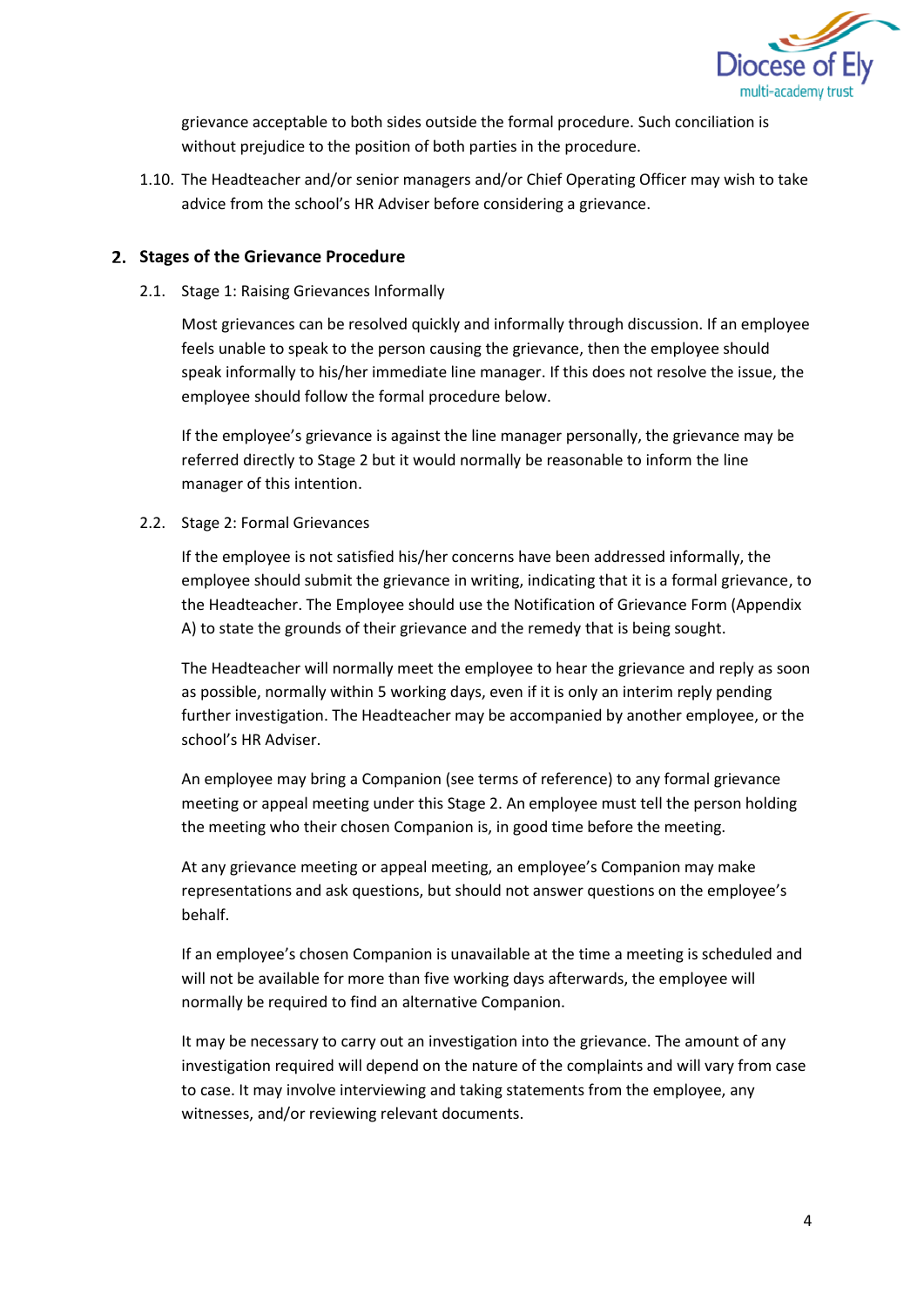grievance acceptable to both sides outside the formal procedure. Such conciliation is without prejudice to the position of both parties in the procedure.

1.10. The Headteacher and/or senior managers and/or Chief Operating Officer may wish to take advice from the school's HR Adviser before considering a grievance.

## 2. Stages of the Grievance Procedure

2.1. Stage 1: Raising Grievances Informally

Most grievances can be resolved quickly and informally through discussion. If an employee feels unable to speak to the person causing the grievance, then the employee should speak informally to his/her immediate line manager. If this does not resolve the issue, the employee should follow the formal procedure below.

If the employee's grievance is against the line manager personally, the grievance may be referred directly to Stage 2 but it would normally be reasonable to inform the line manager of this intention.

2.2. Stage 2: Formal Grievances

If the employee is not satisfied his/her concerns have been addressed informally, the employee should submit the grievance in writing, indicating that it is a formal grievance, to the Headteacher. The Employee should use the Notification of Grievance Form (Appendix A) to state the grounds of their grievance and the remedy that is being sought.

The Headteacher will normally meet the employee to hear the grievance and reply as soon as possible, normally within 5 working days, even if it is only an interim reply pending further investigation. The Headteacher may be accompanied by another employee, or the school's HR Adviser.

An employee may bring a Companion (see terms of reference) to any formal grievance meeting or appeal meeting under this Stage 2. An employee must tell the person holding the meeting who their chosen Companion is, in good time before the meeting.

At any grievance meeting or appeal meeting, an employee's Companion may make representations and ask questions, but should not answer questions on the employee's behalf.

If an employee's chosen Companion is unavailable at the time a meeting is scheduled and will not be available for more than five working days afterwards, the employee will normally be required to find an alternative Companion.

It may be necessary to carry out an investigation into the grievance. The amount of any investigation required will depend on the nature of the complaints and will vary from case to case. It may involve interviewing and taking statements from the employee, any witnesses, and/or reviewing relevant documents.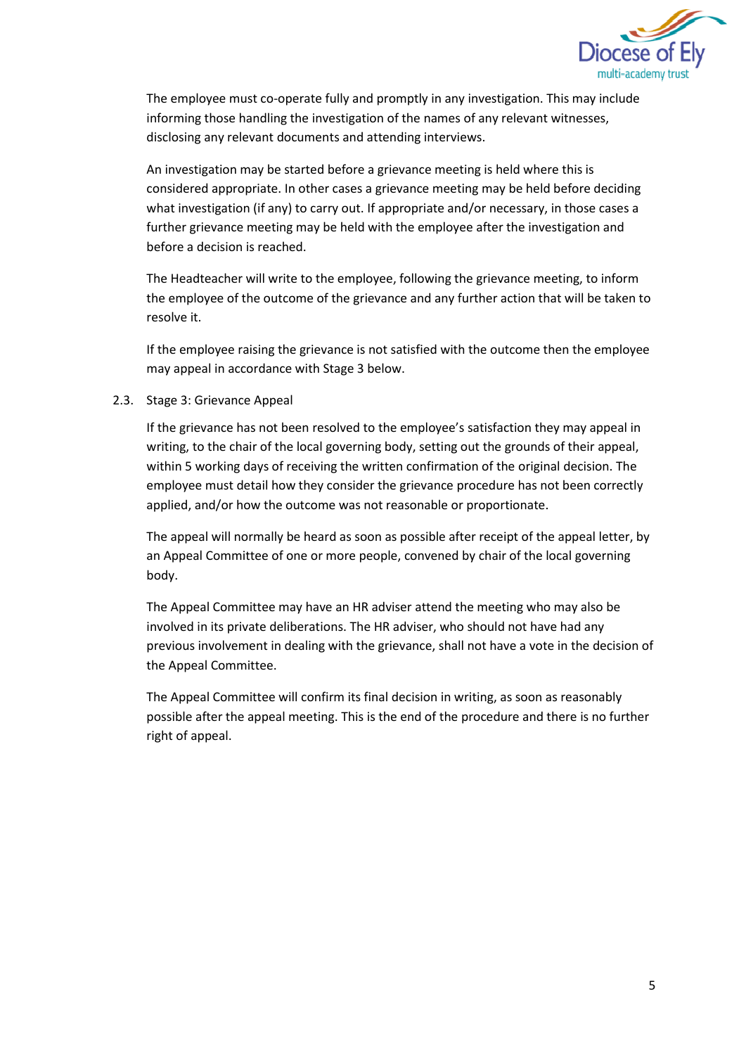The employee must co-operate fully and promptly in any investigation. This may include informing those handling the investigation of the names of any relevant witnesses, disclosing any relevant documents and attending interviews.

An investigation may be started before a grievance meeting is held where this is considered appropriate. In other cases a grievance meeting may be held before deciding what investigation (if any) to carry out. If appropriate and/or necessary, in those cases a further grievance meeting may be held with the employee after the investigation and before a decision is reached.

The Headteacher will write to the employee, following the grievance meeting, to inform the employee of the outcome of the grievance and any further action that will be taken to resolve it.

If the employee raising the grievance is not satisfied with the outcome then the employee may appeal in accordance with Stage 3 below.

### 2.3. Stage 3: Grievance Appeal

If the grievance has not been resolved to the employee's satisfaction they may appeal in writing, to the chair of the local governing body, setting out the grounds of their appeal, within 5 working days of receiving the written confirmation of the original decision. The employee must detail how they consider the grievance procedure has not been correctly applied, and/or how the outcome was not reasonable or proportionate.

The appeal will normally be heard as soon as possible after receipt of the appeal letter, by an Appeal Committee of one or more people, convened by chair of the local governing body.

The Appeal Committee may have an HR adviser attend the meeting who may also be involved in its private deliberations. The HR adviser, who should not have had any previous involvement in dealing with the grievance, shall not have a vote in the decision of the Appeal Committee.

The Appeal Committee will confirm its final decision in writing, as soon as reasonably possible after the appeal meeting. This is the end of the procedure and there is no further right of appeal.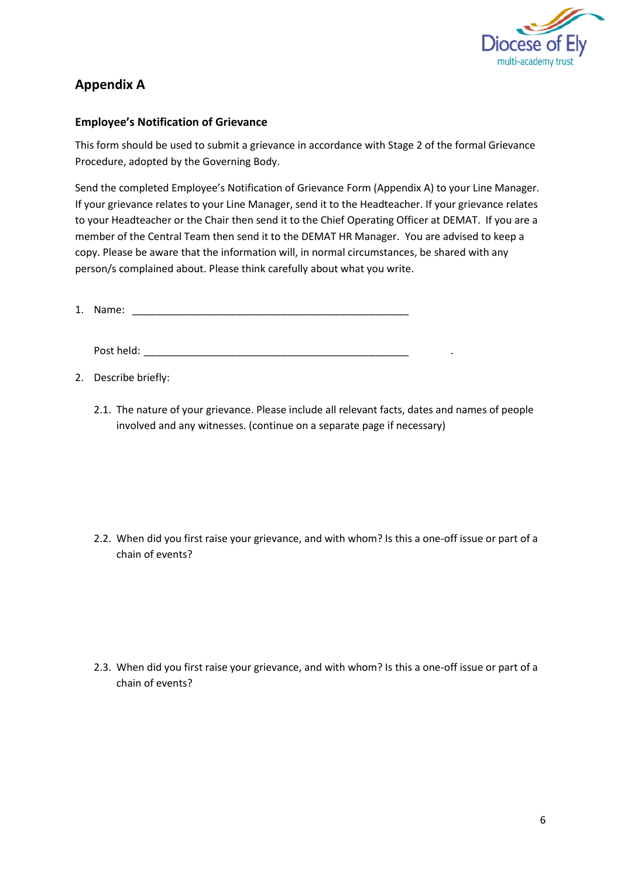## Appendix A

### Employee's Notification of Grievance

This form should be used to submit a grievance in accordance with Stage 2 of the formal Grievance Procedure, adopted by the Governing Body.

Send the completed Employee's Notification of Grievance Form (Appendix A) to your Line Manager. If your grievance relates to your Line Manager, send it to the Headteacher. If your grievance relates to your Headteacher or the Chair then send it to the Chief Operating Officer at DEMAT. If you are a member of the Central Team then send it to the DEMAT HR Manager. You are advised to keep a copy. Please be aware that the information will, in normal circumstances, be shared with any person/s complained about. Please think carefully about what you write.

1. Name: ____________________________________________________

   Post held: __________________________________________________ .

2. Describe briefly:

   2.1. The nature of your grievance. Please include all relevant facts, dates and names of people involved and any witnesses. (continue on a separate page if necessary)

   2.2. When did you first raise your grievance, and with whom? Is this a one-off issue or part of a chain of events?

   2.3. When did you first raise your grievance, and with whom? Is this a one-off issue or part of a chain of events?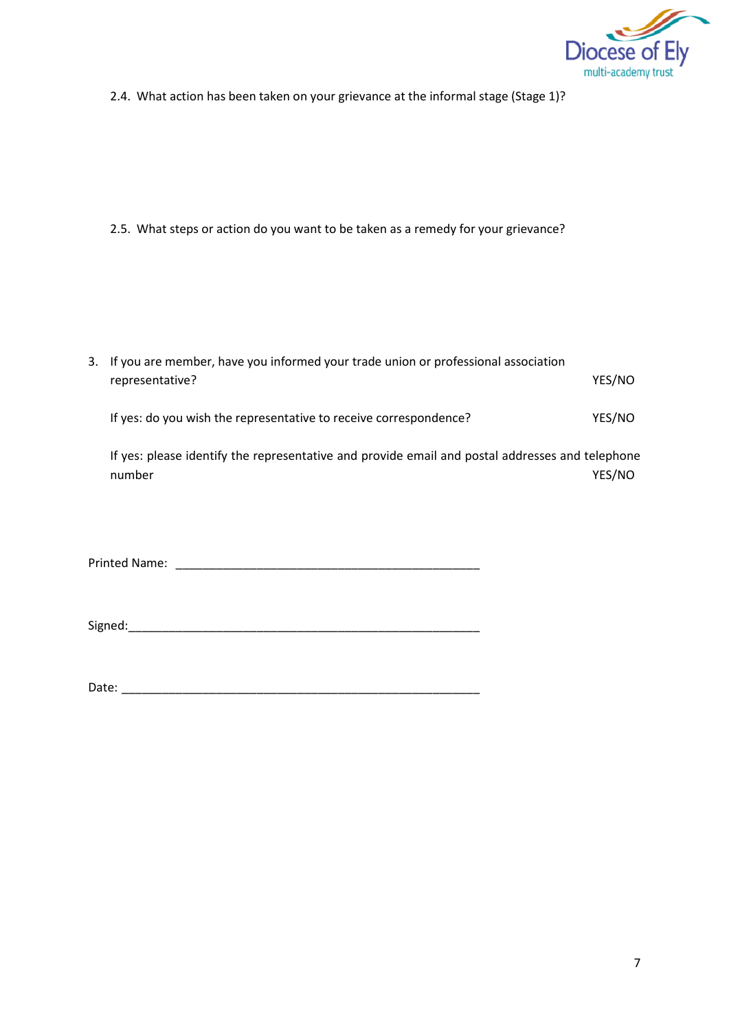2.4. What action has been taken on your grievance at the informal stage (Stage 1)?

2.5. What steps or action do you want to be taken as a remedy for your grievance?

3. If you are member, have you informed your trade union or professional association representative? YES/NO

   If yes: do you wish the representative to receive correspondence? YES/NO

   If yes: please identify the representative and provide email and postal addresses and telephone number YES/NO

Printed Name: ________________________________________________

Signed:________________________________________________________

Date: _________________________________________________________